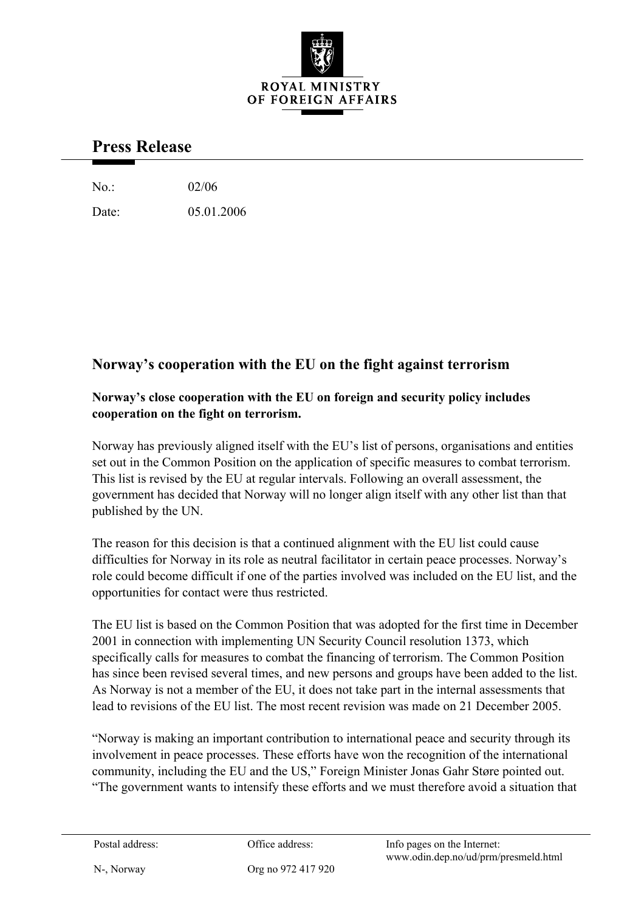ROYAL MINISTRY
OF FOREIGN AFFAIRS

# Press Release

No.: 02/06

Date: 05.01.2006

## Norway's cooperation with the EU on the fight against terrorism

**Norway's close cooperation with the EU on foreign and security policy includes cooperation on the fight on terrorism.**

Norway has previously aligned itself with the EU's list of persons, organisations and entities set out in the Common Position on the application of specific measures to combat terrorism. This list is revised by the EU at regular intervals. Following an overall assessment, the government has decided that Norway will no longer align itself with any other list than that published by the UN.

The reason for this decision is that a continued alignment with the EU list could cause difficulties for Norway in its role as neutral facilitator in certain peace processes. Norway's role could become difficult if one of the parties involved was included on the EU list, and the opportunities for contact were thus restricted.

The EU list is based on the Common Position that was adopted for the first time in December 2001 in connection with implementing UN Security Council resolution 1373, which specifically calls for measures to combat the financing of terrorism. The Common Position has since been revised several times, and new persons and groups have been added to the list. As Norway is not a member of the EU, it does not take part in the internal assessments that lead to revisions of the EU list. The most recent revision was made on 21 December 2005.

"Norway is making an important contribution to international peace and security through its involvement in peace processes. These efforts have won the recognition of the international community, including the EU and the US," Foreign Minister Jonas Gahr Støre pointed out. "The government wants to intensify these efforts and we must therefore avoid a situation that

| Postal address: | Office address: | Info pages on the Internet: www.odin.dep.no/ud/prm/presmeld.html |
|---|---|---|
| N-, Norway | Org no 972 417 920 | |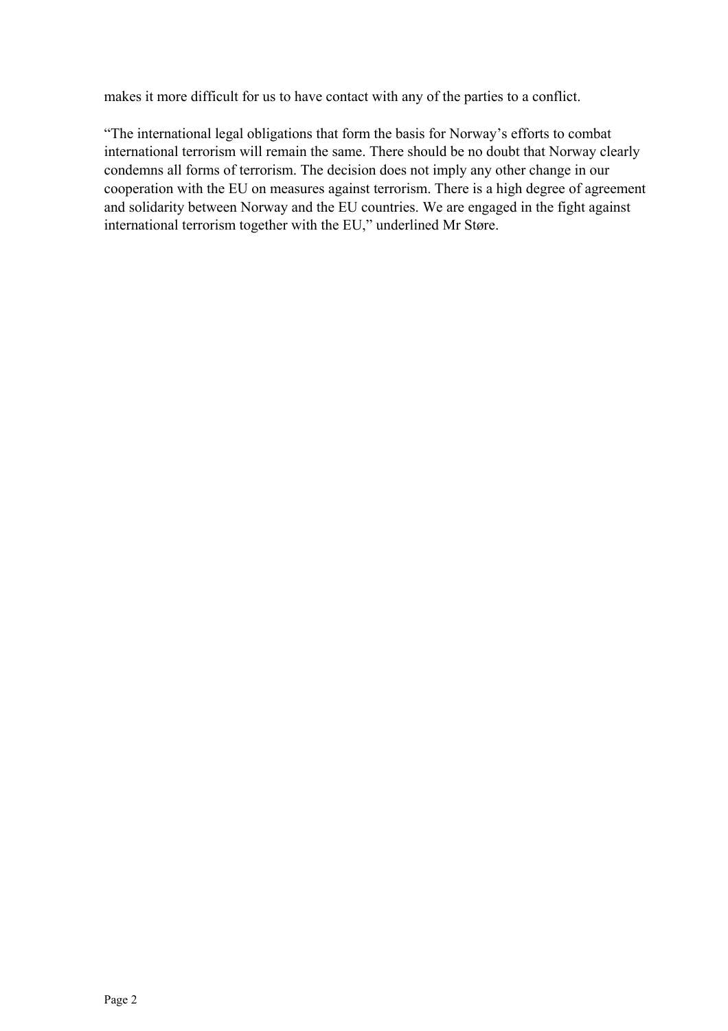makes it more difficult for us to have contact with any of the parties to a conflict.

"The international legal obligations that form the basis for Norway's efforts to combat international terrorism will remain the same. There should be no doubt that Norway clearly condemns all forms of terrorism. The decision does not imply any other change in our cooperation with the EU on measures against terrorism. There is a high degree of agreement and solidarity between Norway and the EU countries. We are engaged in the fight against international terrorism together with the EU," underlined Mr Støre.